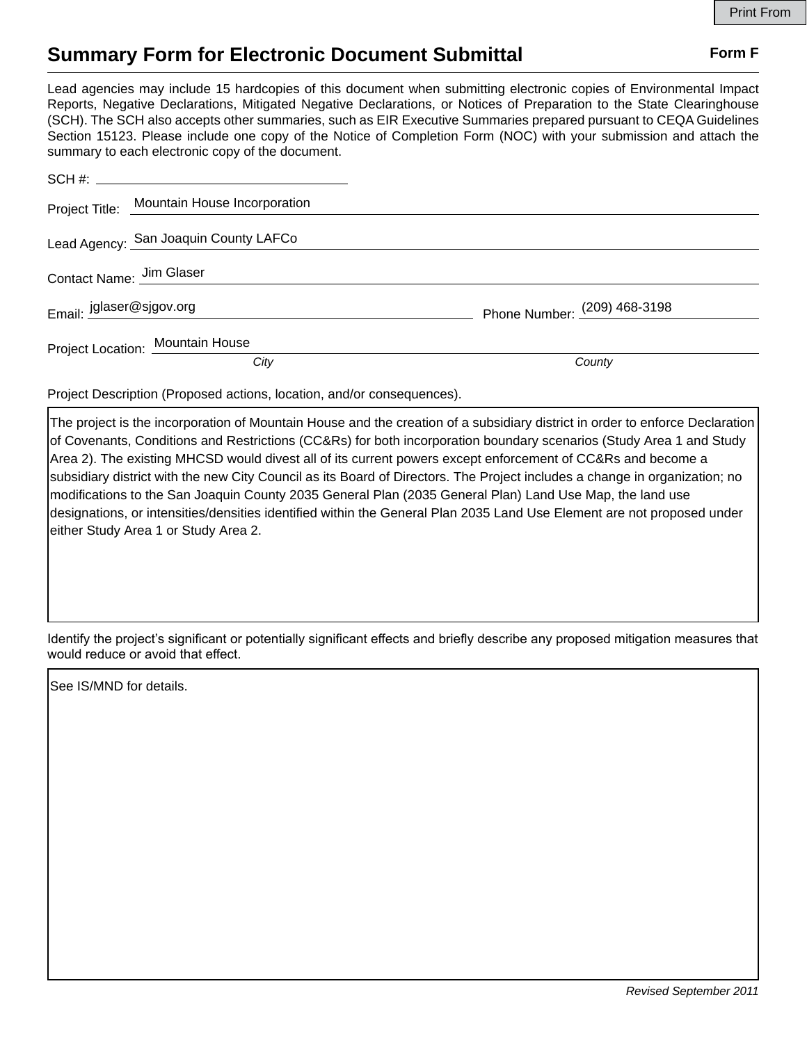Print From

# Summary Form for Electronic Document Submittal

**Form F**

Lead agencies may include 15 hardcopies of this document when submitting electronic copies of Environmental Impact Reports, Negative Declarations, Mitigated Negative Declarations, or Notices of Preparation to the State Clearinghouse (SCH). The SCH also accepts other summaries, such as EIR Executive Summaries prepared pursuant to CEQA Guidelines Section 15123. Please include one copy of the Notice of Completion Form (NOC) with your submission and attach the summary to each electronic copy of the document.

SCH #: 

Project Title: Mountain House Incorporation

Lead Agency: San Joaquin County LAFCo

Contact Name: Jim Glaser

Email: jglaser@sjgov.org   Phone Number: (209) 468-3198

Project Location: Mountain House
*City*   *County*

Project Description (Proposed actions, location, and/or consequences).

The project is the incorporation of Mountain House and the creation of a subsidiary district in order to enforce Declaration of Covenants, Conditions and Restrictions (CC&Rs) for both incorporation boundary scenarios (Study Area 1 and Study Area 2). The existing MHCSD would divest all of its current powers except enforcement of CC&Rs and become a subsidiary district with the new City Council as its Board of Directors. The Project includes a change in organization; no modifications to the San Joaquin County 2035 General Plan (2035 General Plan) Land Use Map, the land use designations, or intensities/densities identified within the General Plan 2035 Land Use Element are not proposed under either Study Area 1 or Study Area 2.

Identify the project's significant or potentially significant effects and briefly describe any proposed mitigation measures that would reduce or avoid that effect.

See IS/MND for details.

*Revised September 2011*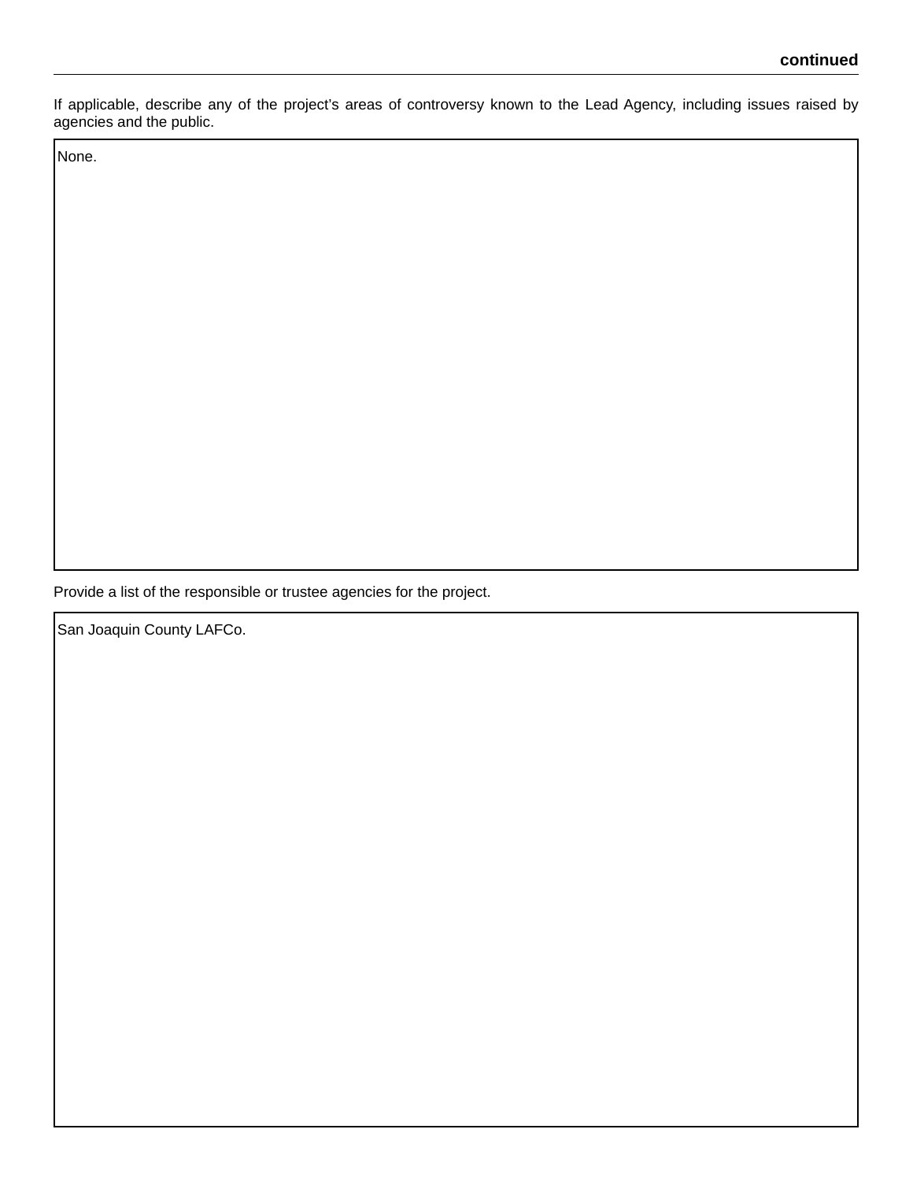**continued**

If applicable, describe any of the project's areas of controversy known to the Lead Agency, including issues raised by agencies and the public.

None.

Provide a list of the responsible or trustee agencies for the project.

San Joaquin County LAFCo.